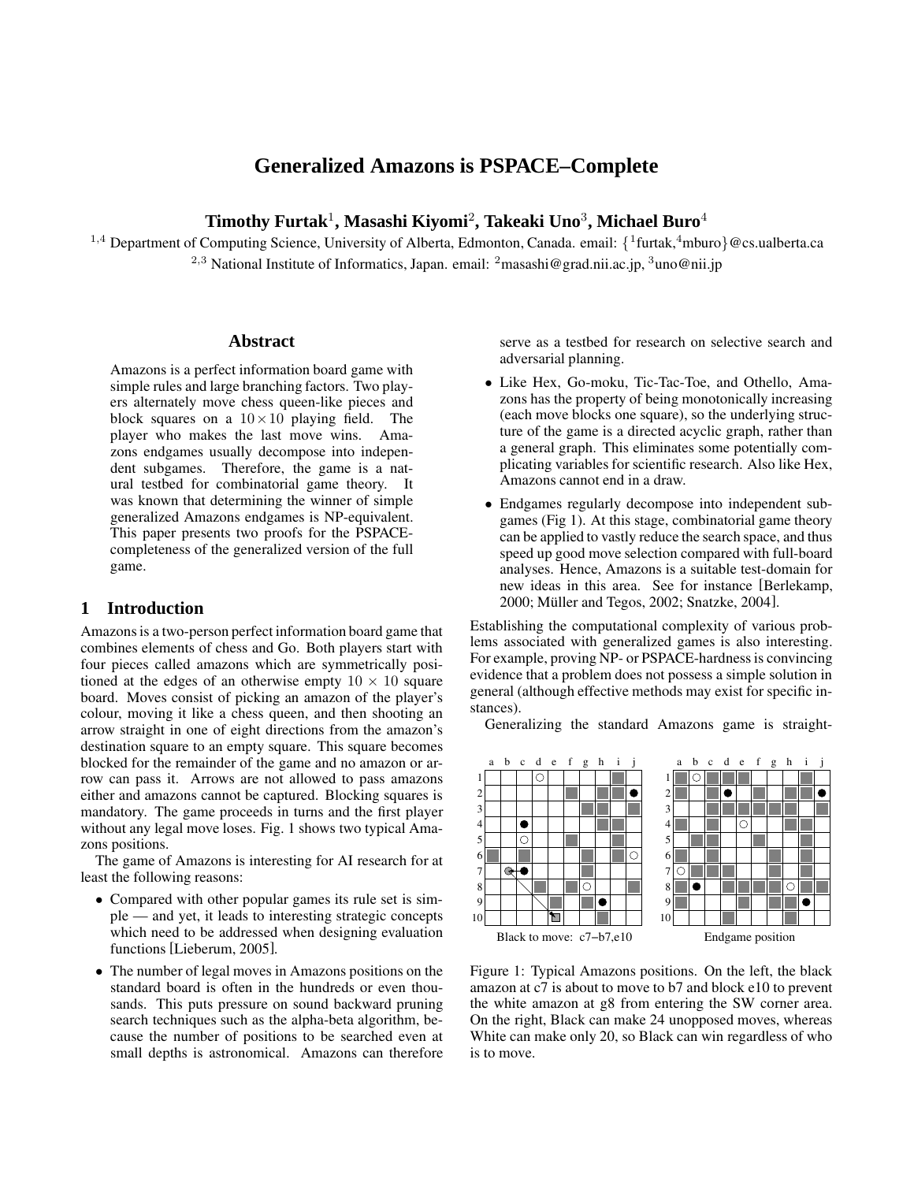# Generalized Amazons is PSPACE–Complete

**Timothy Furtak[1], Masashi Kiyomi[2], Takeaki Uno[3], Michael Buro[4]**

[1,4] Department of Computing Science, University of Alberta, Edmonton, Canada. email: {[1]furtak,[4]mburo}@cs.ualberta.ca
[2,3] National Institute of Informatics, Japan. email: [2]masashi@grad.nii.ac.jp, [3]uno@nii.jp

## Abstract

Amazons is a perfect information board game with simple rules and large branching factors. Two players alternately move chess queen-like pieces and block squares on a $10\times10$ playing field. The player who makes the last move wins. Amazons endgames usually decompose into independent subgames. Therefore, the game is a natural testbed for combinatorial game theory. It was known that determining the winner of simple generalized Amazons endgames is NP-equivalent. This paper presents two proofs for the PSPACE-completeness of the generalized version of the full game.

## 1 Introduction

Amazons is a two-person perfect information board game that combines elements of chess and Go. Both players start with four pieces called amazons which are symmetrically positioned at the edges of an otherwise empty $10 \times 10$ square board. Moves consist of picking an amazon of the player's colour, moving it like a chess queen, and then shooting an arrow straight in one of eight directions from the amazon's destination square to an empty square. This square becomes blocked for the remainder of the game and no amazon or arrow can pass it. Arrows are not allowed to pass amazons either and amazons cannot be captured. Blocking squares is mandatory. The game proceeds in turns and the first player without any legal move loses. Fig. 1 shows two typical Amazons positions.

The game of Amazons is interesting for AI research for at least the following reasons:

- Compared with other popular games its rule set is simple — and yet, it leads to interesting strategic concepts which need to be addressed when designing evaluation functions [Lieberum, 2005].
- The number of legal moves in Amazons positions on the standard board is often in the hundreds or even thousands. This puts pressure on sound backward pruning search techniques such as the alpha-beta algorithm, because the number of positions to be searched even at small depths is astronomical. Amazons can therefore serve as a testbed for research on selective search and adversarial planning.
- Like Hex, Go-moku, Tic-Tac-Toe, and Othello, Amazons has the property of being monotonically increasing (each move blocks one square), so the underlying structure of the game is a directed acyclic graph, rather than a general graph. This eliminates some potentially complicating variables for scientific research. Also like Hex, Amazons cannot end in a draw.
- Endgames regularly decompose into independent subgames (Fig 1). At this stage, combinatorial game theory can be applied to vastly reduce the search space, and thus speed up good move selection compared with full-board analyses. Hence, Amazons is a suitable test-domain for new ideas in this area. See for instance [Berlekamp, 2000; Müller and Tegos, 2002; Snatzke, 2004].

Establishing the computational complexity of various problems associated with generalized games is also interesting. For example, proving NP- or PSPACE-hardness is convincing evidence that a problem does not possess a simple solution in general (although effective methods may exist for specific instances).

Generalizing the standard Amazons game is straight-

Black to move: c7–b7,e10

Endgame position

Figure 1: Typical Amazons positions. On the left, the black amazon at c7 is about to move to b7 and block e10 to prevent the white amazon at g8 from entering the SW corner area. On the right, Black can make 24 unopposed moves, whereas White can make only 20, so Black can win regardless of who is to move.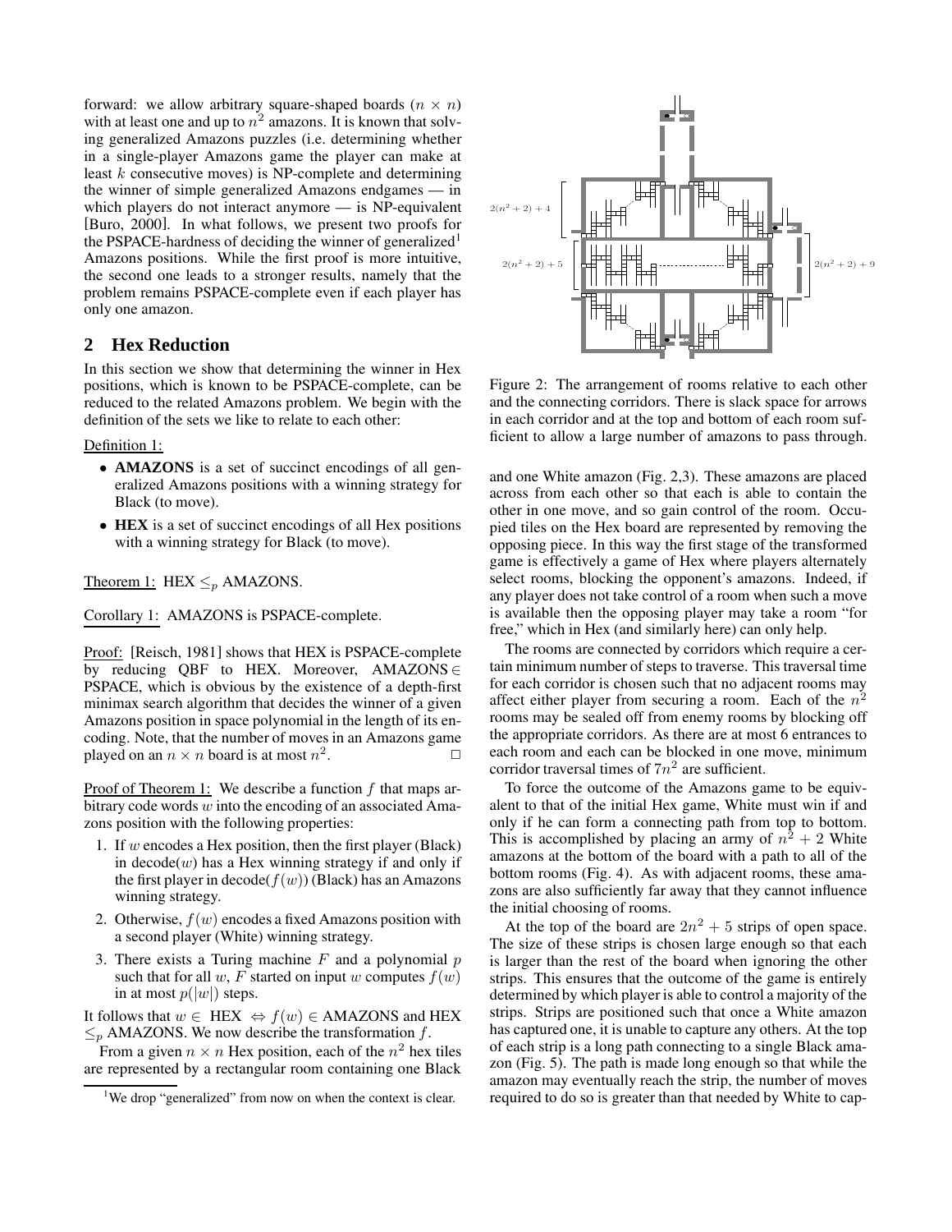forward: we allow arbitrary square-shaped boards ($n \times n$) with at least one and up to $n^2$ amazons. It is known that solving generalized Amazons puzzles (i.e. determining whether in a single-player Amazons game the player can make at least $k$ consecutive moves) is NP-complete and determining the winner of simple generalized Amazons endgames — in which players do not interact anymore — is NP-equivalent [Buro, 2000]. In what follows, we present two proofs for the PSPACE-hardness of deciding the winner of generalized[1] Amazons positions. While the first proof is more intuitive, the second one leads to a stronger results, namely that the problem remains PSPACE-complete even if each player has only one amazon.

## 2 Hex Reduction

In this section we show that determining the winner in Hex positions, which is known to be PSPACE-complete, can be reduced to the related Amazons problem. We begin with the definition of the sets we like to relate to each other:

Definition 1:

- **AMAZONS** is a set of succinct encodings of all generalized Amazons positions with a winning strategy for Black (to move).
- **HEX** is a set of succinct encodings of all Hex positions with a winning strategy for Black (to move).

Theorem 1: HEX $\leq_p$ AMAZONS.

Corollary 1: AMAZONS is PSPACE-complete.

Proof: [Reisch, 1981] shows that HEX is PSPACE-complete by reducing QBF to HEX. Moreover, AMAZONS $\in$ PSPACE, which is obvious by the existence of a depth-first minimax search algorithm that decides the winner of a given Amazons position in space polynomial in the length of its encoding. Note, that the number of moves in an Amazons game played on an $n \times n$ board is at most $n^2$. □

Proof of Theorem 1: We describe a function $f$ that maps arbitrary code words $w$ into the encoding of an associated Amazons position with the following properties:

1. If $w$ encodes a Hex position, then the first player (Black) in decode($w$) has a Hex winning strategy if and only if the first player in decode($f(w)$) (Black) has an Amazons winning strategy.
2. Otherwise, $f(w)$ encodes a fixed Amazons position with a second player (White) winning strategy.
3. There exists a Turing machine $F$ and a polynomial $p$ such that for all $w$, $F$ started on input $w$ computes $f(w)$ in at most $p(|w|)$ steps.

It follows that $w \in$ HEX $\Leftrightarrow f(w) \in$ AMAZONS and HEX $\leq_p$ AMAZONS. We now describe the transformation $f$.

From a given $n \times n$ Hex position, each of the $n^2$ hex tiles are represented by a rectangular room containing one Black and one White amazon (Fig. 2,3). These amazons are placed across from each other so that each is able to contain the other in one move, and so gain control of the room. Occupied tiles on the Hex board are represented by removing the opposing piece. In this way the first stage of the transformed game is effectively a game of Hex where players alternately select rooms, blocking the opponent's amazons. Indeed, if any player does not take control of a room when such a move is available then the opposing player may take a room "for free," which in Hex (and similarly here) can only help.

$2(n^2+2)+4$

$2(n^2+2)+5$

$2(n^2+2)+9$

Figure 2: The arrangement of rooms relative to each other and the connecting corridors. There is slack space for arrows in each corridor and at the top and bottom of each room sufficient to allow a large number of amazons to pass through.

The rooms are connected by corridors which require a certain minimum number of steps to traverse. This traversal time for each corridor is chosen such that no adjacent rooms may affect either player from securing a room. Each of the $n^2$ rooms may be sealed off from enemy rooms by blocking off the appropriate corridors. As there are at most 6 entrances to each room and each can be blocked in one move, minimum corridor traversal times of $7n^2$ are sufficient.

To force the outcome of the Amazons game to be equivalent to that of the initial Hex game, White must win if and only if he can form a connecting path from top to bottom. This is accomplished by placing an army of $n^2 + 2$ White amazons at the bottom of the board with a path to all of the bottom rooms (Fig. 4). As with adjacent rooms, these amazons are also sufficiently far away that they cannot influence the initial choosing of rooms.

At the top of the board are $2n^2 + 5$ strips of open space. The size of these strips is chosen large enough so that each is larger than the rest of the board when ignoring the other strips. This ensures that the outcome of the game is entirely determined by which player is able to control a majority of the strips. Strips are positioned such that once a White amazon has captured one, it is unable to capture any others. At the top of each strip is a long path connecting to a single Black amazon (Fig. 5). The path is made long enough so that while the amazon may eventually reach the strip, the number of moves required to do so is greater than that needed by White to cap-

[1] We drop "generalized" from now on when the context is clear.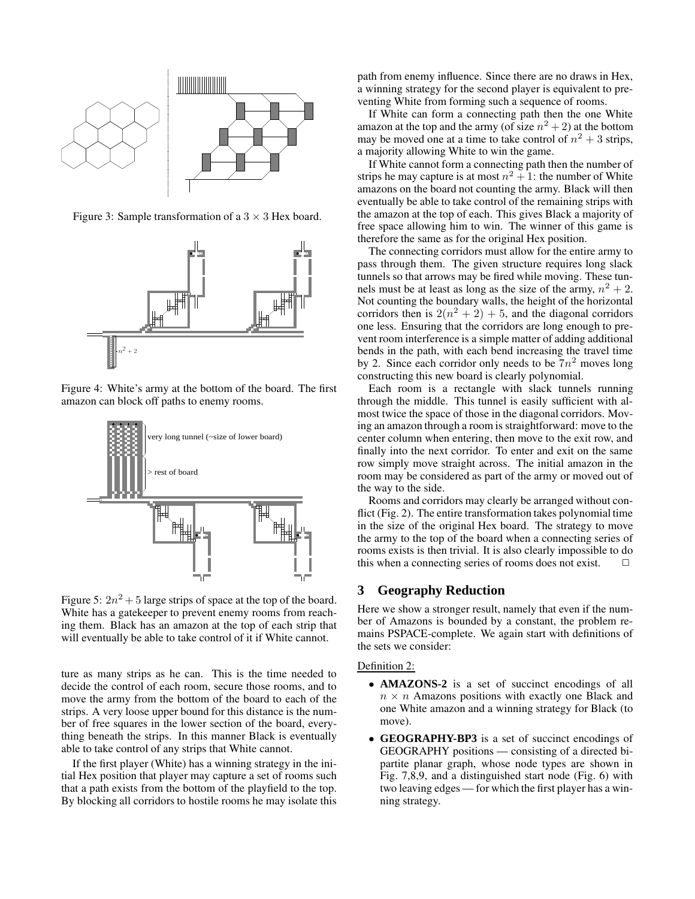Figure 3: Sample transformation of a $3 \times 3$ Hex board.

$n^2 + 2$

Figure 4: White's army at the bottom of the board. The first amazon can block off paths to enemy rooms.

very long tunnel (~size of lower board)

> rest of board

Figure 5: $2n^2 + 5$ large strips of space at the top of the board. White has a gatekeeper to prevent enemy rooms from reaching them. Black has an amazon at the top of each strip that will eventually be able to take control of it if White cannot.

ture as many strips as he can. This is the time needed to decide the control of each room, secure those rooms, and to move the army from the bottom of the board to each of the strips. A very loose upper bound for this distance is the number of free squares in the lower section of the board, everything beneath the strips. In this manner Black is eventually able to take control of any strips that White cannot.

If the first player (White) has a winning strategy in the initial Hex position that player may capture a set of rooms such that a path exists from the bottom of the playfield to the top. By blocking all corridors to hostile rooms he may isolate this path from enemy influence. Since there are no draws in Hex, a winning strategy for the second player is equivalent to preventing White from forming such a sequence of rooms.

If White can form a connecting path then the one White amazon at the top and the army (of size $n^2 + 2$) at the bottom may be moved one at a time to take control of $n^2 + 3$ strips, a majority allowing White to win the game.

If White cannot form a connecting path then the number of strips he may capture is at most $n^2 + 1$: the number of White amazons on the board not counting the army. Black will then eventually be able to take control of the remaining strips with the amazon at the top of each. This gives Black a majority of free space allowing him to win. The winner of this game is therefore the same as for the original Hex position.

The connecting corridors must allow for the entire army to pass through them. The given structure requires long slack tunnels so that arrows may be fired while moving. These tunnels must be at least as long as the size of the army, $n^2 + 2$. Not counting the boundary walls, the height of the horizontal corridors then is $2(n^2 + 2) + 5$, and the diagonal corridors one less. Ensuring that the corridors are long enough to prevent room interference is a simple matter of adding additional bends in the path, with each bend increasing the travel time by 2. Since each corridor only needs to be $7n^2$ moves long constructing this new board is clearly polynomial.

Each room is a rectangle with slack tunnels running through the middle. This tunnel is easily sufficient with almost twice the space of those in the diagonal corridors. Moving an amazon through a room is straightforward: move to the center column when entering, then move to the exit row, and finally into the next corridor. To enter and exit on the same row simply move straight across. The initial amazon in the room may be considered as part of the army or moved out of the way to the side.

Rooms and corridors may clearly be arranged without conflict (Fig. 2). The entire transformation takes polynomial time in the size of the original Hex board. The strategy to move the army to the top of the board when a connecting series of rooms exists is then trivial. It is also clearly impossible to do this when a connecting series of rooms does not exist. □

## 3 Geography Reduction

Here we show a stronger result, namely that even if the number of Amazons is bounded by a constant, the problem remains PSPACE-complete. We again start with definitions of the sets we consider:

Definition 2:

- **AMAZONS-2** is a set of succinct encodings of all $n \times n$ Amazons positions with exactly one Black and one White amazon and a winning strategy for Black (to move).
- **GEOGRAPHY-BP3** is a set of succinct encodings of GEOGRAPHY positions — consisting of a directed bipartite planar graph, whose node types are shown in Fig. 7,8,9, and a distinguished start node (Fig. 6) with two leaving edges — for which the first player has a winning strategy.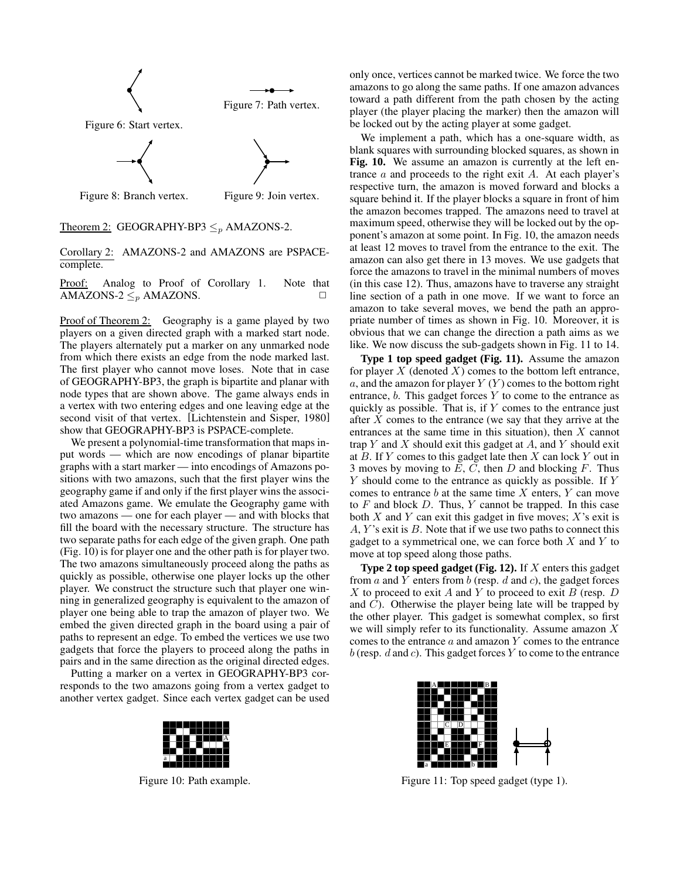Figure 6: Start vertex.

Figure 7: Path vertex.

Figure 8: Branch vertex.

Figure 9: Join vertex.

Theorem 2: GEOGRAPHY-BP3 $\leq_p$ AMAZONS-2.

Corollary 2: AMAZONS-2 and AMAZONS are PSPACE-complete.

Proof: Analog to Proof of Corollary 1. Note that AMAZONS-2 $\leq_p$ AMAZONS. □

Proof of Theorem 2: Geography is a game played by two players on a given directed graph with a marked start node. The players alternately put a marker on any unmarked node from which there exists an edge from the node marked last. The first player who cannot move loses. Note that in case of GEOGRAPHY-BP3, the graph is bipartite and planar with node types that are shown above. The game always ends in a vertex with two entering edges and one leaving edge at the second visit of that vertex. [Lichtenstein and Sisper, 1980] show that GEOGRAPHY-BP3 is PSPACE-complete.

We present a polynomial-time transformation that maps input words — which are now encodings of planar bipartite graphs with a start marker — into encodings of Amazons positions with two amazons, such that the first player wins the geography game if and only if the first player wins the associated Amazons game. We emulate the Geography game with two amazons — one for each player — and with blocks that fill the board with the necessary structure. The structure has two separate paths for each edge of the given graph. One path (Fig. 10) is for player one and the other path is for player two. The two amazons simultaneously proceed along the paths as quickly as possible, otherwise one player locks up the other player. We construct the structure such that player one winning in generalized geography is equivalent to the amazon of player one being able to trap the amazon of player two. We embed the given directed graph in the board using a pair of paths to represent an edge. To embed the vertices we use two gadgets that force the players to proceed along the paths in pairs and in the same direction as the original directed edges.

Putting a marker on a vertex in GEOGRAPHY-BP3 corresponds to the two amazons going from a vertex gadget to another vertex gadget. Since each vertex gadget can be used only once, vertices cannot be marked twice. We force the two amazons to go along the same paths. If one amazon advances toward a path different from the path chosen by the acting player (the player placing the marker) then the amazon will be locked out by the acting player at some gadget.

We implement a path, which has a one-square width, as blank squares with surrounding blocked squares, as shown in **Fig. 10.** We assume an amazon is currently at the left entrance $a$ and proceeds to the right exit $A$. At each player's respective turn, the amazon is moved forward and blocks a square behind it. If the player blocks a square in front of him the amazon becomes trapped. The amazons need to travel at maximum speed, otherwise they will be locked out by the opponent's amazon at some point. In Fig. 10, the amazon needs at least 12 moves to travel from the entrance to the exit. The amazon can also get there in 13 moves. We use gadgets that force the amazons to travel in the minimal numbers of moves (in this case 12). Thus, amazons have to traverse any straight line section of a path in one move. If we want to force an amazon to take several moves, we bend the path an appropriate number of times as shown in Fig. 10. Moreover, it is obvious that we can change the direction a path aims as we like. We now discuss the sub-gadgets shown in Fig. 11 to 14.

**Type 1 top speed gadget (Fig. 11).** Assume the amazon for player $X$ (denoted $X$) comes to the bottom left entrance, $a$, and the amazon for player $Y$ ($Y$) comes to the bottom right entrance, $b$. This gadget forces $Y$ to come to the entrance as quickly as possible. That is, if $Y$ comes to the entrance just after $X$ comes to the entrance (we say that they arrive at the entrances at the same time in this situation), then $X$ cannot trap $Y$ and $X$ should exit this gadget at $A$, and $Y$ should exit at $B$. If $Y$ comes to this gadget late then $X$ can lock $Y$ out in 3 moves by moving to $E$, $C$, then $D$ and blocking $F$. Thus $Y$ should come to the entrance as quickly as possible. If $Y$ comes to entrance $b$ at the same time $X$ enters, $Y$ can move to $F$ and block $D$. Thus, $Y$ cannot be trapped. In this case both $X$ and $Y$ can exit this gadget in five moves; $X$'s exit is $A$, $Y$'s exit is $B$. Note that if we use two paths to connect this gadget to a symmetrical one, we can force both $X$ and $Y$ to move at top speed along those paths.

**Type 2 top speed gadget (Fig. 12).** If $X$ enters this gadget from $a$ and $Y$ enters from $b$ (resp. $d$ and $c$), the gadget forces $X$ to proceed to exit $A$ and $Y$ to proceed to exit $B$ (resp. $D$ and $C$). Otherwise the player being late will be trapped by the other player. This gadget is somewhat complex, so first we will simply refer to its functionality. Assume amazon $X$ comes to the entrance $a$ and amazon $Y$ comes to the entrance $b$ (resp. $d$ and $c$). This gadget forces $Y$ to come to the entrance

a

A

Figure 10: Path example.

A B

C D

E F

a b

Figure 11: Top speed gadget (type 1).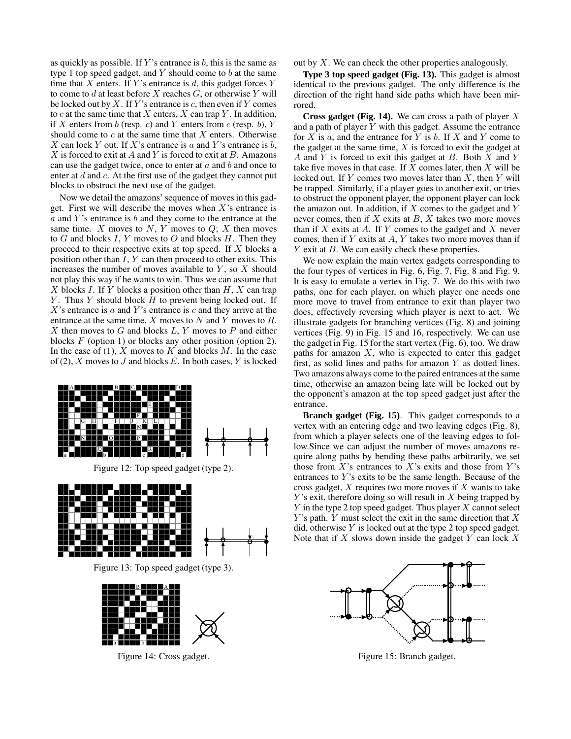as quickly as possible. If $Y$'s entrance is $b$, this is the same as type 1 top speed gadget, and $Y$ should come to $b$ at the same time that $X$ enters. If $Y$'s entrance is $d$, this gadget forces $Y$ to come to $d$ at least before $X$ reaches $G$, or otherwise $Y$ will be locked out by $X$. If $Y$'s entrance is $c$, then even if $Y$ comes to $c$ at the same time that $X$ enters, $X$ can trap $Y$. In addition, if $X$ enters from $b$ (resp. $c$) and $Y$ enters from $c$ (resp. $b$), $Y$ should come to $c$ at the same time that $X$ enters. Otherwise $X$ can lock $Y$ out. If $X$'s entrance is $a$ and $Y$'s entrance is $b$, $X$ is forced to exit at $A$ and $Y$ is forced to exit at $B$. Amazons can use the gadget twice, once to enter at $a$ and $b$ and once to enter at $d$ and $c$. At the first use of the gadget they cannot put blocks to obstruct the next use of the gadget.

Now we detail the amazons' sequence of moves in this gadget. First we will describe the moves when $X$'s entrance is $a$ and $Y$'s entrance is $b$ and they come to the entrance at the same time. $X$ moves to $N$, $Y$ moves to $Q$; $X$ then moves to $G$ and blocks $I$, $Y$ moves to $O$ and blocks $H$. Then they proceed to their respective exits at top speed. If $X$ blocks a position other than $I$, $Y$ can then proceed to other exits. This increases the number of moves available to $Y$, so $X$ should not play this way if he wants to win. Thus we can assume that $X$ blocks $I$. If $Y$ blocks a position other than $H$, $X$ can trap $Y$. Thus $Y$ should block $H$ to prevent being locked out. If $X$'s entrance is $a$ and $Y$'s entrance is $c$ and they arrive at the entrance at the same time, $X$ moves to $N$ and $Y$ moves to $R$. $X$ then moves to $G$ and blocks $L$, $Y$ moves to $P$ and either blocks $F$ (option 1) or blocks any other position (option 2). In the case of (1), $X$ moves to $K$ and blocks $M$. In the case of (2), $X$ moves to $J$ and blocks $E$. In both cases, $Y$ is locked out by $X$. We can check the other properties analogously.

Figure 12: Top speed gadget (type 2).

Figure 13: Top speed gadget (type 3).

Figure 14: Cross gadget.

**Type 3 top speed gadget (Fig. 13).** This gadget is almost identical to the previous gadget. The only difference is the direction of the right hand side paths which have been mirrored.

**Cross gadget (Fig. 14).** We can cross a path of player $X$ and a path of player $Y$ with this gadget. Assume the entrance for $X$ is $a$, and the entrance for $Y$ is $b$. If $X$ and $Y$ come to the gadget at the same time, $X$ is forced to exit the gadget at $A$ and $Y$ is forced to exit this gadget at $B$. Both $X$ and $Y$ take five moves in that case. If $X$ comes later, then $X$ will be locked out. If $Y$ comes two moves later than $X$, then $Y$ will be trapped. Similarly, if a player goes to another exit, or tries to obstruct the opponent player, the opponent player can lock the amazon out. In addition, if $X$ comes to the gadget and $Y$ never comes, then if $X$ exits at $B$, $X$ takes two more moves than if $X$ exits at $A$. If $Y$ comes to the gadget and $X$ never comes, then if $Y$ exits at $A$, $Y$ takes two more moves than if $Y$ exit at $B$. We can easily check these properties.

We now explain the main vertex gadgets corresponding to the four types of vertices in Fig. 6, Fig. 7, Fig. 8 and Fig. 9. It is easy to emulate a vertex in Fig. 7. We do this with two paths, one for each player, on which player one needs one more move to travel from entrance to exit than player two does, effectively reversing which player is next to act. We illustrate gadgets for branching vertices (Fig. 8) and joining vertices (Fig. 9) in Fig. 15 and 16, respectively. We can use the gadget in Fig. 15 for the start vertex (Fig. 6), too. We draw paths for amazon $X$, who is expected to enter this gadget first, as solid lines and paths for amazon $Y$ as dotted lines. Two amazons always come to the paired entrances at the same time, otherwise an amazon being late will be locked out by the opponent's amazon at the top speed gadget just after the entrance.

**Branch gadget (Fig. 15)**. This gadget corresponds to a vertex with an entering edge and two leaving edges (Fig. 8), from which a player selects one of the leaving edges to follow.Since we can adjust the number of moves amazons require along paths by bending these paths arbitrarily, we set those from $X$'s entrances to $X$'s exits and those from $Y$'s entrances to $Y$'s exits to be the same length. Because of the cross gadget, $X$ requires two more moves if $X$ wants to take $Y$'s exit, therefore doing so will result in $X$ being trapped by $Y$ in the type 2 top speed gadget. Thus player $X$ cannot select $Y$'s path. $Y$ must select the exit in the same direction that $X$ did, otherwise $Y$ is locked out at the type 2 top speed gadget. Note that if $X$ slows down inside the gadget $Y$ can lock $X$

Figure 15: Branch gadget.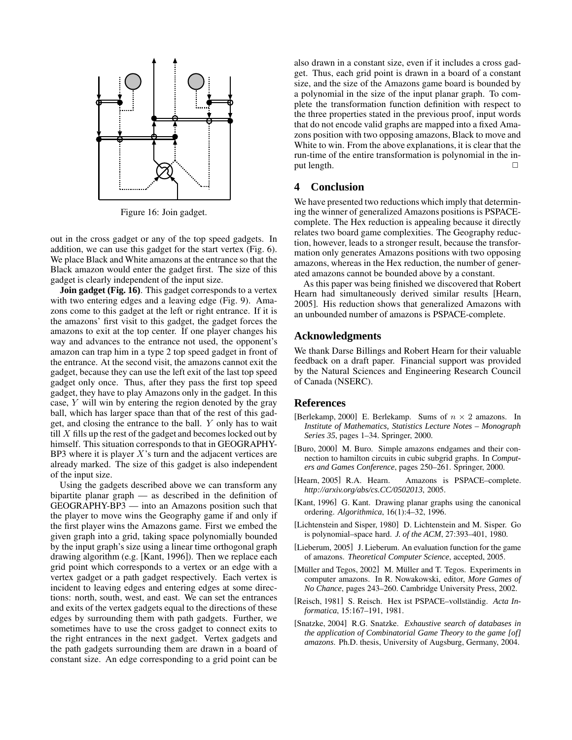Figure 16: Join gadget.

out in the cross gadget or any of the top speed gadgets. In addition, we can use this gadget for the start vertex (Fig. 6). We place Black and White amazons at the entrance so that the Black amazon would enter the gadget first. The size of this gadget is clearly independent of the input size.

**Join gadget (Fig. 16)**. This gadget corresponds to a vertex with two entering edges and a leaving edge (Fig. 9). Amazons come to this gadget at the left or right entrance. If it is the amazons' first visit to this gadget, the gadget forces the amazons to exit at the top center. If one player changes his way and advances to the entrance not used, the opponent's amazon can trap him in a type 2 top speed gadget in front of the entrance. At the second visit, the amazons cannot exit the gadget, because they can use the left exit of the last top speed gadget only once. Thus, after they pass the first top speed gadget, they have to play Amazons only in the gadget. In this case, $Y$ will win by entering the region denoted by the gray ball, which has larger space than that of the rest of this gadget, and closing the entrance to the ball. $Y$ only has to wait till $X$ fills up the rest of the gadget and becomes locked out by himself. This situation corresponds to that in GEOGRAPHY-BP3 where it is player $X$'s turn and the adjacent vertices are already marked. The size of this gadget is also independent of the input size.

Using the gadgets described above we can transform any bipartite planar graph — as described in the definition of GEOGRAPHY-BP3 — into an Amazons position such that the player to move wins the Geography game if and only if the first player wins the Amazons game. First we embed the given graph into a grid, taking space polynomially bounded by the input graph's size using a linear time orthogonal graph drawing algorithm (e.g. [Kant, 1996]). Then we replace each grid point which corresponds to a vertex or an edge with a vertex gadget or a path gadget respectively. Each vertex is incident to leaving edges and entering edges at some directions: north, south, west, and east. We can set the entrances and exits of the vertex gadgets equal to the directions of these edges by surrounding them with path gadgets. Further, we sometimes have to use the cross gadget to connect exits to the right entrances in the next gadget. Vertex gadgets and the path gadgets surrounding them are drawn in a board of constant size. An edge corresponding to a grid point can be also drawn in a constant size, even if it includes a cross gadget. Thus, each grid point is drawn in a board of a constant size, and the size of the Amazons game board is bounded by a polynomial in the size of the input planar graph. To complete the transformation function definition with respect to the three properties stated in the previous proof, input words that do not encode valid graphs are mapped into a fixed Amazons position with two opposing amazons, Black to move and White to win. From the above explanations, it is clear that the run-time of the entire transformation is polynomial in the input length. □

## 4 Conclusion

We have presented two reductions which imply that determining the winner of generalized Amazons positions is PSPACE-complete. The Hex reduction is appealing because it directly relates two board game complexities. The Geography reduction, however, leads to a stronger result, because the transformation only generates Amazons positions with two opposing amazons, whereas in the Hex reduction, the number of generated amazons cannot be bounded above by a constant.

As this paper was being finished we discovered that Robert Hearn had simultaneously derived similar results [Hearn, 2005]. His reduction shows that generalized Amazons with an unbounded number of amazons is PSPACE-complete.

## Acknowledgments

We thank Darse Billings and Robert Hearn for their valuable feedback on a draft paper. Financial support was provided by the Natural Sciences and Engineering Research Council of Canada (NSERC).

## References

[Berlekamp, 2000] E. Berlekamp. Sums of $n \times 2$ amazons. In *Institute of Mathematics, Statistics Lecture Notes – Monograph Series 35*, pages 1–34. Springer, 2000.

[Buro, 2000] M. Buro. Simple amazons endgames and their connection to hamilton circuits in cubic subgrid graphs. In *Computers and Games Conference*, pages 250–261. Springer, 2000.

[Hearn, 2005] R.A. Hearn. Amazons is PSPACE–complete. *http://arxiv.org/abs/cs.CC/0502013*, 2005.

[Kant, 1996] G. Kant. Drawing planar graphs using the canonical ordering. *Algorithmica*, 16(1):4–32, 1996.

[Lichtenstein and Sisper, 1980] D. Lichtenstein and M. Sisper. Go is polynomial–space hard. *J. of the ACM*, 27:393–401, 1980.

[Lieberum, 2005] J. Lieberum. An evaluation function for the game of amazons. *Theoretical Computer Science*, accepted, 2005.

[Müller and Tegos, 2002] M. Müller and T. Tegos. Experiments in computer amazons. In R. Nowakowski, editor, *More Games of No Chance*, pages 243–260. Cambridge University Press, 2002.

[Reisch, 1981] S. Reisch. Hex ist PSPACE–vollständig. *Acta Informatica*, 15:167–191, 1981.

[Snatzke, 2004] R.G. Snatzke. *Exhaustive search of databases in the application of Combinatorial Game Theory to the game [of] amazons*. Ph.D. thesis, University of Augsburg, Germany, 2004.